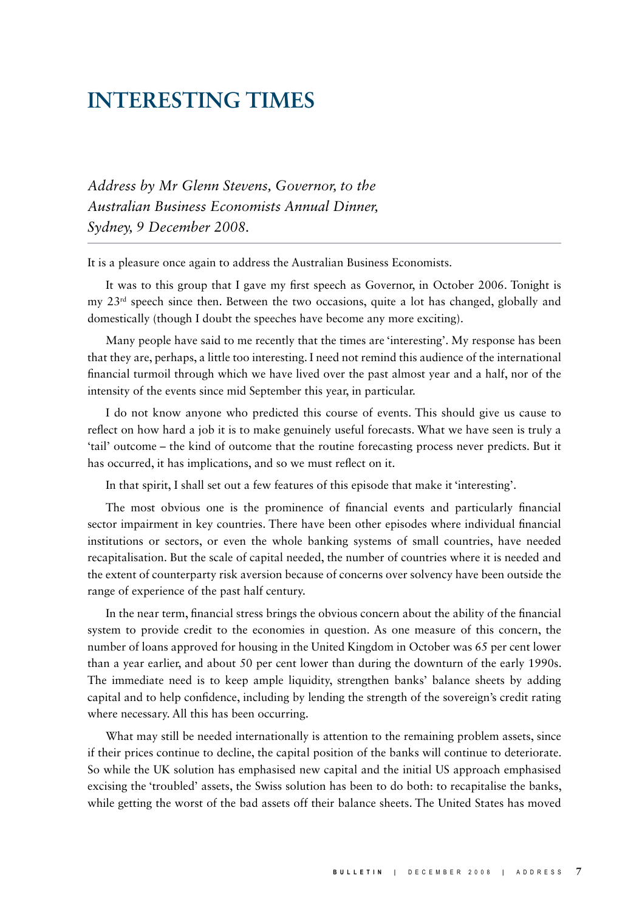# INTERESTING TIMES

*Address by Mr Glenn Stevens, Governor, to the Australian Business Economists Annual Dinner, Sydney, 9 December 2008.*

It is a pleasure once again to address the Australian Business Economists.

It was to this group that I gave my first speech as Governor, in October 2006. Tonight is my 23rd speech since then. Between the two occasions, quite a lot has changed, globally and domestically (though I doubt the speeches have become any more exciting).

Many people have said to me recently that the times are 'interesting'. My response has been that they are, perhaps, a little too interesting. I need not remind this audience of the international financial turmoil through which we have lived over the past almost year and a half, nor of the intensity of the events since mid September this year, in particular.

I do not know anyone who predicted this course of events. This should give us cause to reflect on how hard a job it is to make genuinely useful forecasts. What we have seen is truly a 'tail' outcome – the kind of outcome that the routine forecasting process never predicts. But it has occurred, it has implications, and so we must reflect on it.

In that spirit, I shall set out a few features of this episode that make it 'interesting'.

The most obvious one is the prominence of financial events and particularly financial sector impairment in key countries. There have been other episodes where individual financial institutions or sectors, or even the whole banking systems of small countries, have needed recapitalisation. But the scale of capital needed, the number of countries where it is needed and the extent of counterparty risk aversion because of concerns over solvency have been outside the range of experience of the past half century.

In the near term, financial stress brings the obvious concern about the ability of the financial system to provide credit to the economies in question. As one measure of this concern, the number of loans approved for housing in the United Kingdom in October was 65 per cent lower than a year earlier, and about 50 per cent lower than during the downturn of the early 1990s. The immediate need is to keep ample liquidity, strengthen banks' balance sheets by adding capital and to help confidence, including by lending the strength of the sovereign's credit rating where necessary. All this has been occurring.

What may still be needed internationally is attention to the remaining problem assets, since if their prices continue to decline, the capital position of the banks will continue to deteriorate. So while the UK solution has emphasised new capital and the initial US approach emphasised excising the 'troubled' assets, the Swiss solution has been to do both: to recapitalise the banks, while getting the worst of the bad assets off their balance sheets. The United States has moved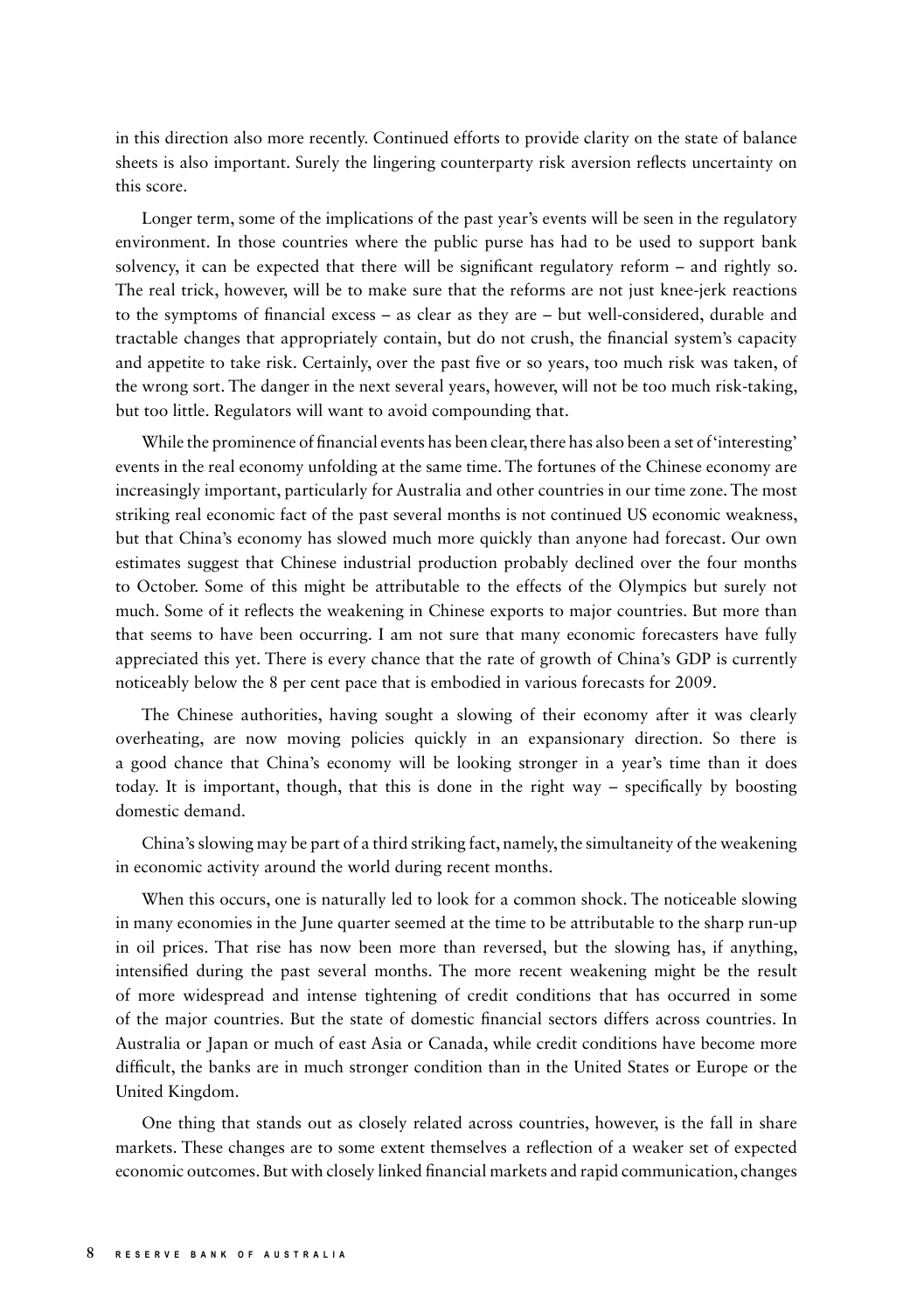in this direction also more recently. Continued efforts to provide clarity on the state of balance sheets is also important. Surely the lingering counterparty risk aversion reflects uncertainty on this score.

Longer term, some of the implications of the past year's events will be seen in the regulatory environment. In those countries where the public purse has had to be used to support bank solvency, it can be expected that there will be significant regulatory reform – and rightly so. The real trick, however, will be to make sure that the reforms are not just knee-jerk reactions to the symptoms of financial excess – as clear as they are – but well-considered, durable and tractable changes that appropriately contain, but do not crush, the financial system's capacity and appetite to take risk. Certainly, over the past five or so years, too much risk was taken, of the wrong sort. The danger in the next several years, however, will not be too much risk-taking, but too little. Regulators will want to avoid compounding that.

While the prominence of financial events has been clear, there has also been a set of 'interesting' events in the real economy unfolding at the same time. The fortunes of the Chinese economy are increasingly important, particularly for Australia and other countries in our time zone. The most striking real economic fact of the past several months is not continued US economic weakness, but that China's economy has slowed much more quickly than anyone had forecast. Our own estimates suggest that Chinese industrial production probably declined over the four months to October. Some of this might be attributable to the effects of the Olympics but surely not much. Some of it reflects the weakening in Chinese exports to major countries. But more than that seems to have been occurring. I am not sure that many economic forecasters have fully appreciated this yet. There is every chance that the rate of growth of China's GDP is currently noticeably below the 8 per cent pace that is embodied in various forecasts for 2009.

The Chinese authorities, having sought a slowing of their economy after it was clearly overheating, are now moving policies quickly in an expansionary direction. So there is a good chance that China's economy will be looking stronger in a year's time than it does today. It is important, though, that this is done in the right way – specifically by boosting domestic demand.

China's slowing may be part of a third striking fact, namely, the simultaneity of the weakening in economic activity around the world during recent months.

When this occurs, one is naturally led to look for a common shock. The noticeable slowing in many economies in the June quarter seemed at the time to be attributable to the sharp run-up in oil prices. That rise has now been more than reversed, but the slowing has, if anything, intensified during the past several months. The more recent weakening might be the result of more widespread and intense tightening of credit conditions that has occurred in some of the major countries. But the state of domestic financial sectors differs across countries. In Australia or Japan or much of east Asia or Canada, while credit conditions have become more difficult, the banks are in much stronger condition than in the United States or Europe or the United Kingdom.

One thing that stands out as closely related across countries, however, is the fall in share markets. These changes are to some extent themselves a reflection of a weaker set of expected economic outcomes. But with closely linked financial markets and rapid communication, changes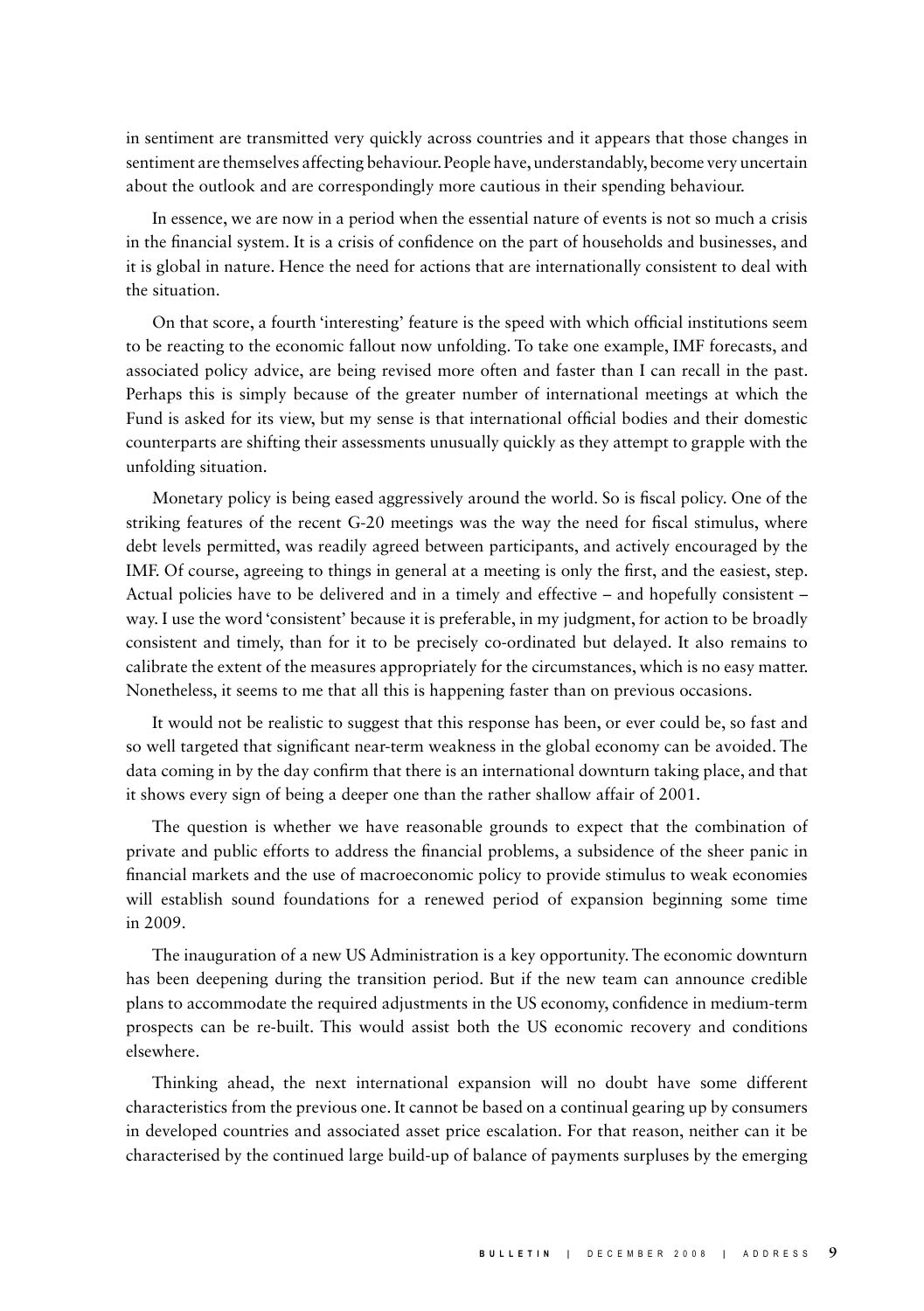in sentiment are transmitted very quickly across countries and it appears that those changes in sentiment are themselves affecting behaviour. People have, understandably, become very uncertain about the outlook and are correspondingly more cautious in their spending behaviour.

In essence, we are now in a period when the essential nature of events is not so much a crisis in the financial system. It is a crisis of confidence on the part of households and businesses, and it is global in nature. Hence the need for actions that are internationally consistent to deal with the situation.

On that score, a fourth 'interesting' feature is the speed with which official institutions seem to be reacting to the economic fallout now unfolding. To take one example, IMF forecasts, and associated policy advice, are being revised more often and faster than I can recall in the past. Perhaps this is simply because of the greater number of international meetings at which the Fund is asked for its view, but my sense is that international official bodies and their domestic counterparts are shifting their assessments unusually quickly as they attempt to grapple with the unfolding situation.

Monetary policy is being eased aggressively around the world. So is fiscal policy. One of the striking features of the recent G-20 meetings was the way the need for fiscal stimulus, where debt levels permitted, was readily agreed between participants, and actively encouraged by the IMF. Of course, agreeing to things in general at a meeting is only the first, and the easiest, step. Actual policies have to be delivered and in a timely and effective – and hopefully consistent – way. I use the word 'consistent' because it is preferable, in my judgment, for action to be broadly consistent and timely, than for it to be precisely co-ordinated but delayed. It also remains to calibrate the extent of the measures appropriately for the circumstances, which is no easy matter. Nonetheless, it seems to me that all this is happening faster than on previous occasions.

It would not be realistic to suggest that this response has been, or ever could be, so fast and so well targeted that significant near-term weakness in the global economy can be avoided. The data coming in by the day confirm that there is an international downturn taking place, and that it shows every sign of being a deeper one than the rather shallow affair of 2001.

The question is whether we have reasonable grounds to expect that the combination of private and public efforts to address the financial problems, a subsidence of the sheer panic in financial markets and the use of macroeconomic policy to provide stimulus to weak economies will establish sound foundations for a renewed period of expansion beginning some time in 2009.

The inauguration of a new US Administration is a key opportunity. The economic downturn has been deepening during the transition period. But if the new team can announce credible plans to accommodate the required adjustments in the US economy, confidence in medium-term prospects can be re-built. This would assist both the US economic recovery and conditions elsewhere.

Thinking ahead, the next international expansion will no doubt have some different characteristics from the previous one. It cannot be based on a continual gearing up by consumers in developed countries and associated asset price escalation. For that reason, neither can it be characterised by the continued large build-up of balance of payments surpluses by the emerging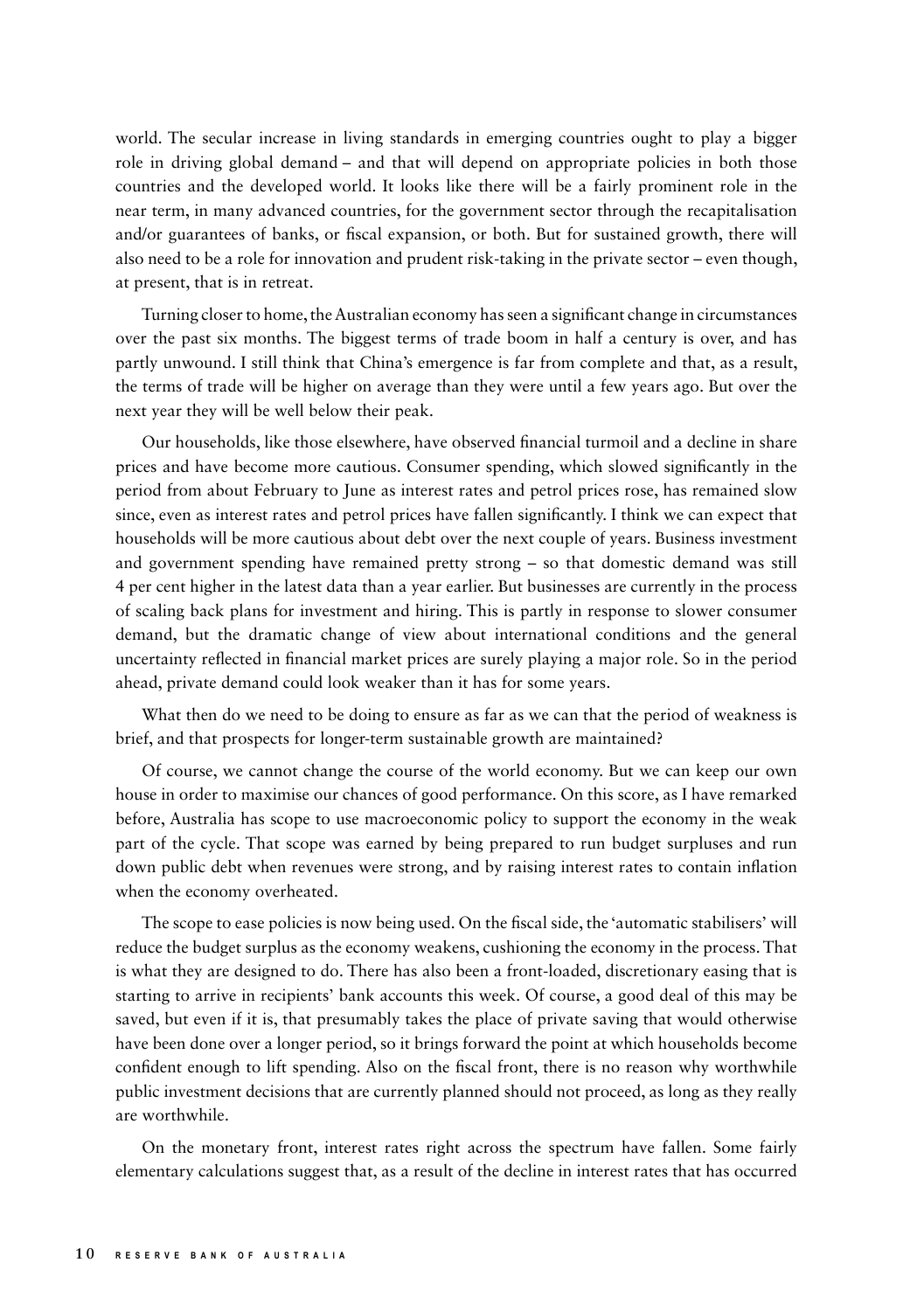world. The secular increase in living standards in emerging countries ought to play a bigger role in driving global demand – and that will depend on appropriate policies in both those countries and the developed world. It looks like there will be a fairly prominent role in the near term, in many advanced countries, for the government sector through the recapitalisation and/or guarantees of banks, or fiscal expansion, or both. But for sustained growth, there will also need to be a role for innovation and prudent risk-taking in the private sector – even though, at present, that is in retreat.

Turning closer to home, the Australian economy has seen a significant change in circumstances over the past six months. The biggest terms of trade boom in half a century is over, and has partly unwound. I still think that China's emergence is far from complete and that, as a result, the terms of trade will be higher on average than they were until a few years ago. But over the next year they will be well below their peak.

Our households, like those elsewhere, have observed financial turmoil and a decline in share prices and have become more cautious. Consumer spending, which slowed significantly in the period from about February to June as interest rates and petrol prices rose, has remained slow since, even as interest rates and petrol prices have fallen significantly. I think we can expect that households will be more cautious about debt over the next couple of years. Business investment and government spending have remained pretty strong – so that domestic demand was still 4 per cent higher in the latest data than a year earlier. But businesses are currently in the process of scaling back plans for investment and hiring. This is partly in response to slower consumer demand, but the dramatic change of view about international conditions and the general uncertainty reflected in financial market prices are surely playing a major role. So in the period ahead, private demand could look weaker than it has for some years.

What then do we need to be doing to ensure as far as we can that the period of weakness is brief, and that prospects for longer-term sustainable growth are maintained?

Of course, we cannot change the course of the world economy. But we can keep our own house in order to maximise our chances of good performance. On this score, as I have remarked before, Australia has scope to use macroeconomic policy to support the economy in the weak part of the cycle. That scope was earned by being prepared to run budget surpluses and run down public debt when revenues were strong, and by raising interest rates to contain inflation when the economy overheated.

The scope to ease policies is now being used. On the fiscal side, the 'automatic stabilisers' will reduce the budget surplus as the economy weakens, cushioning the economy in the process. That is what they are designed to do. There has also been a front-loaded, discretionary easing that is starting to arrive in recipients' bank accounts this week. Of course, a good deal of this may be saved, but even if it is, that presumably takes the place of private saving that would otherwise have been done over a longer period, so it brings forward the point at which households become confident enough to lift spending. Also on the fiscal front, there is no reason why worthwhile public investment decisions that are currently planned should not proceed, as long as they really are worthwhile.

On the monetary front, interest rates right across the spectrum have fallen. Some fairly elementary calculations suggest that, as a result of the decline in interest rates that has occurred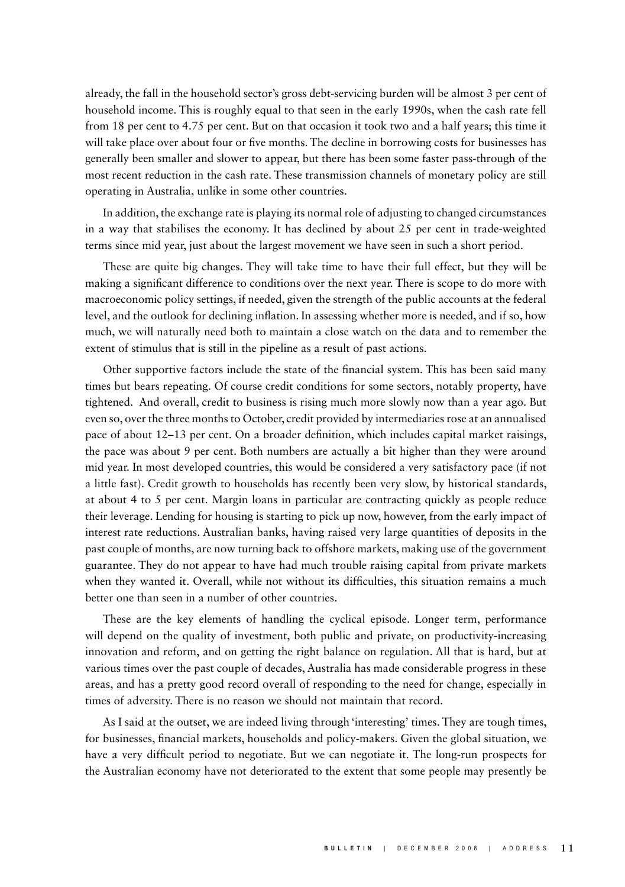already, the fall in the household sector's gross debt-servicing burden will be almost 3 per cent of household income. This is roughly equal to that seen in the early 1990s, when the cash rate fell from 18 per cent to 4.75 per cent. But on that occasion it took two and a half years; this time it will take place over about four or five months. The decline in borrowing costs for businesses has generally been smaller and slower to appear, but there has been some faster pass-through of the most recent reduction in the cash rate. These transmission channels of monetary policy are still operating in Australia, unlike in some other countries.

In addition, the exchange rate is playing its normal role of adjusting to changed circumstances in a way that stabilises the economy. It has declined by about 25 per cent in trade-weighted terms since mid year, just about the largest movement we have seen in such a short period.

These are quite big changes. They will take time to have their full effect, but they will be making a significant difference to conditions over the next year. There is scope to do more with macroeconomic policy settings, if needed, given the strength of the public accounts at the federal level, and the outlook for declining inflation. In assessing whether more is needed, and if so, how much, we will naturally need both to maintain a close watch on the data and to remember the extent of stimulus that is still in the pipeline as a result of past actions.

Other supportive factors include the state of the financial system. This has been said many times but bears repeating. Of course credit conditions for some sectors, notably property, have tightened. And overall, credit to business is rising much more slowly now than a year ago. But even so, over the three months to October, credit provided by intermediaries rose at an annualised pace of about 12–13 per cent. On a broader definition, which includes capital market raisings, the pace was about 9 per cent. Both numbers are actually a bit higher than they were around mid year. In most developed countries, this would be considered a very satisfactory pace (if not a little fast). Credit growth to households has recently been very slow, by historical standards, at about 4 to 5 per cent. Margin loans in particular are contracting quickly as people reduce their leverage. Lending for housing is starting to pick up now, however, from the early impact of interest rate reductions. Australian banks, having raised very large quantities of deposits in the past couple of months, are now turning back to offshore markets, making use of the government guarantee. They do not appear to have had much trouble raising capital from private markets when they wanted it. Overall, while not without its difficulties, this situation remains a much better one than seen in a number of other countries.

These are the key elements of handling the cyclical episode. Longer term, performance will depend on the quality of investment, both public and private, on productivity-increasing innovation and reform, and on getting the right balance on regulation. All that is hard, but at various times over the past couple of decades, Australia has made considerable progress in these areas, and has a pretty good record overall of responding to the need for change, especially in times of adversity. There is no reason we should not maintain that record.

As I said at the outset, we are indeed living through 'interesting' times. They are tough times, for businesses, financial markets, households and policy-makers. Given the global situation, we have a very difficult period to negotiate. But we can negotiate it. The long-run prospects for the Australian economy have not deteriorated to the extent that some people may presently be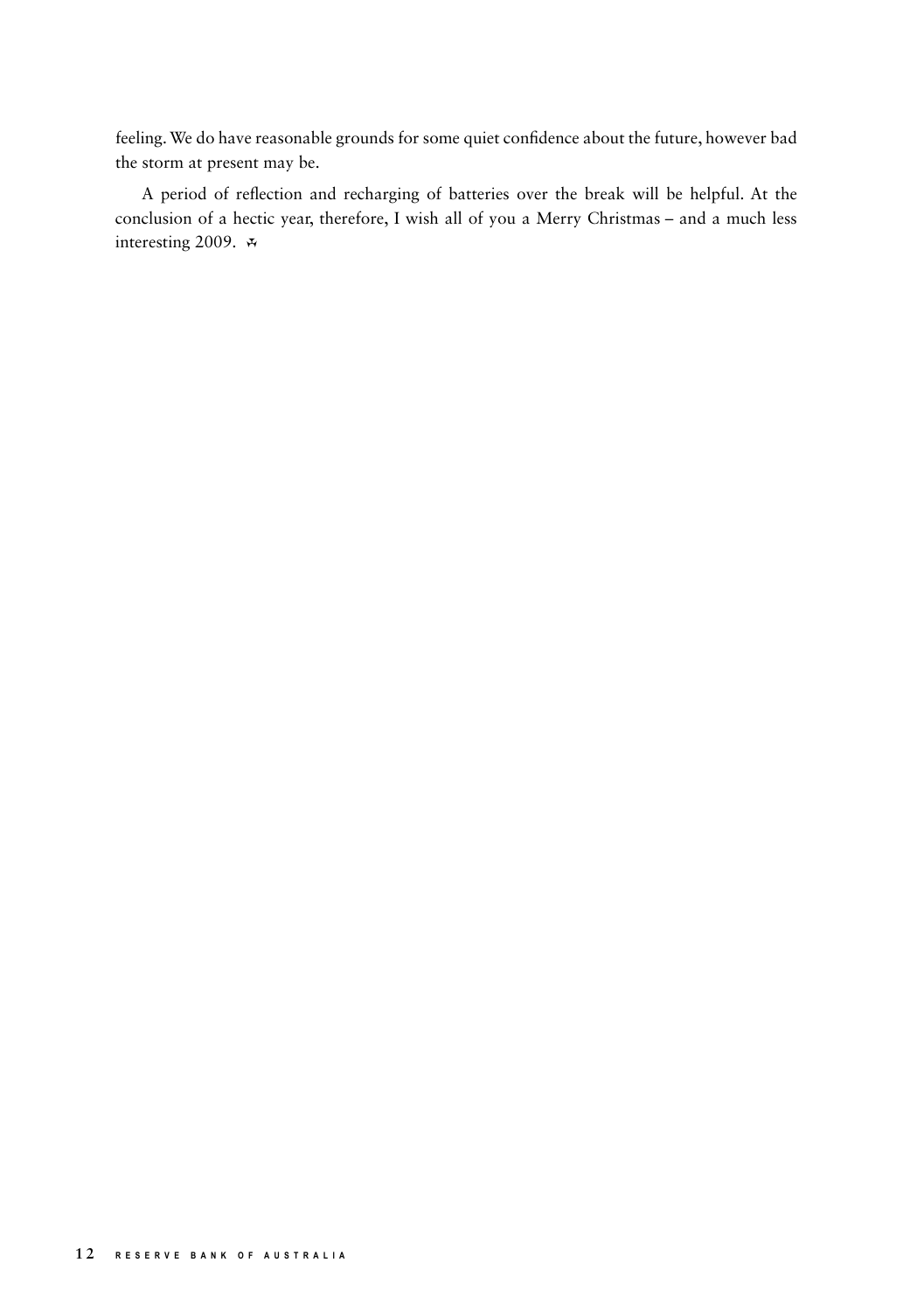feeling. We do have reasonable grounds for some quiet confidence about the future, however bad the storm at present may be.

A period of reflection and recharging of batteries over the break will be helpful. At the conclusion of a hectic year, therefore, I wish all of you a Merry Christmas – and a much less interesting 2009.